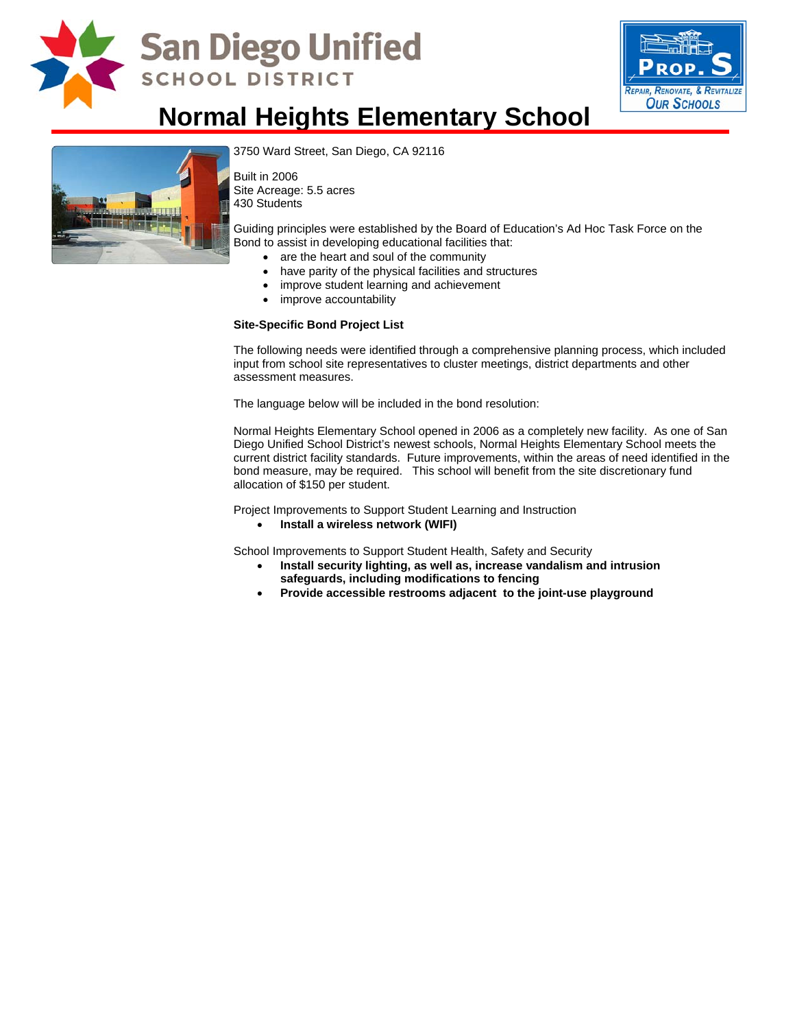# Normal Heights Elementary School

3750 Ward Street, San Diego, CA 92116

Built in 2006
Site Acreage: 5.5 acres
430 Students

Guiding principles were established by the Board of Education's Ad Hoc Task Force on the Bond to assist in developing educational facilities that:

- are the heart and soul of the community
- have parity of the physical facilities and structures
- improve student learning and achievement
- improve accountability

**Site-Specific Bond Project List**

The following needs were identified through a comprehensive planning process, which included input from school site representatives to cluster meetings, district departments and other assessment measures.

The language below will be included in the bond resolution:

Normal Heights Elementary School opened in 2006 as a completely new facility. As one of San Diego Unified School District's newest schools, Normal Heights Elementary School meets the current district facility standards. Future improvements, within the areas of need identified in the bond measure, may be required. This school will benefit from the site discretionary fund allocation of $150 per student.

Project Improvements to Support Student Learning and Instruction

- **Install a wireless network (WIFI)**

School Improvements to Support Student Health, Safety and Security

- **Install security lighting, as well as, increase vandalism and intrusion safeguards, including modifications to fencing**
- **Provide accessible restrooms adjacent to the joint-use playground**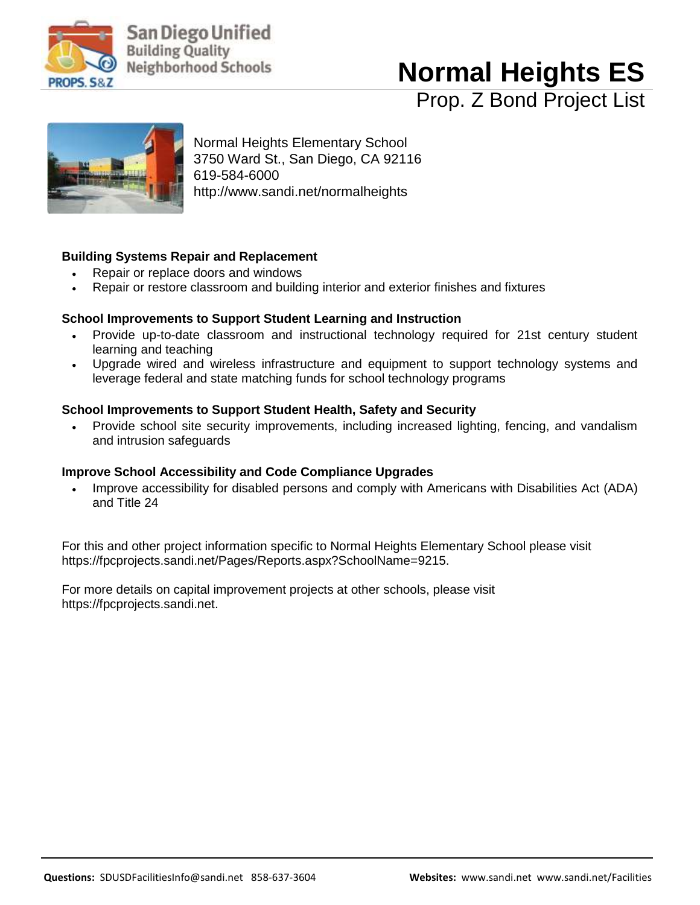# Normal Heights ES

## Prop. Z Bond Project List

Normal Heights Elementary School
3750 Ward St., San Diego, CA 92116
619-584-6000
http://www.sandi.net/normalheights

**Building Systems Repair and Replacement**

- Repair or replace doors and windows
- Repair or restore classroom and building interior and exterior finishes and fixtures

**School Improvements to Support Student Learning and Instruction**

- Provide up-to-date classroom and instructional technology required for 21st century student learning and teaching
- Upgrade wired and wireless infrastructure and equipment to support technology systems and leverage federal and state matching funds for school technology programs

**School Improvements to Support Student Health, Safety and Security**

- Provide school site security improvements, including increased lighting, fencing, and vandalism and intrusion safeguards

**Improve School Accessibility and Code Compliance Upgrades**

- Improve accessibility for disabled persons and comply with Americans with Disabilities Act (ADA) and Title 24

For this and other project information specific to Normal Heights Elementary School please visit https://fpcprojects.sandi.net/Pages/Reports.aspx?SchoolName=9215.

For more details on capital improvement projects at other schools, please visit https://fpcprojects.sandi.net.

**Questions:** SDUSDFacilitiesInfo@sandi.net 858-637-3604 **Websites:** www.sandi.net www.sandi.net/Facilities